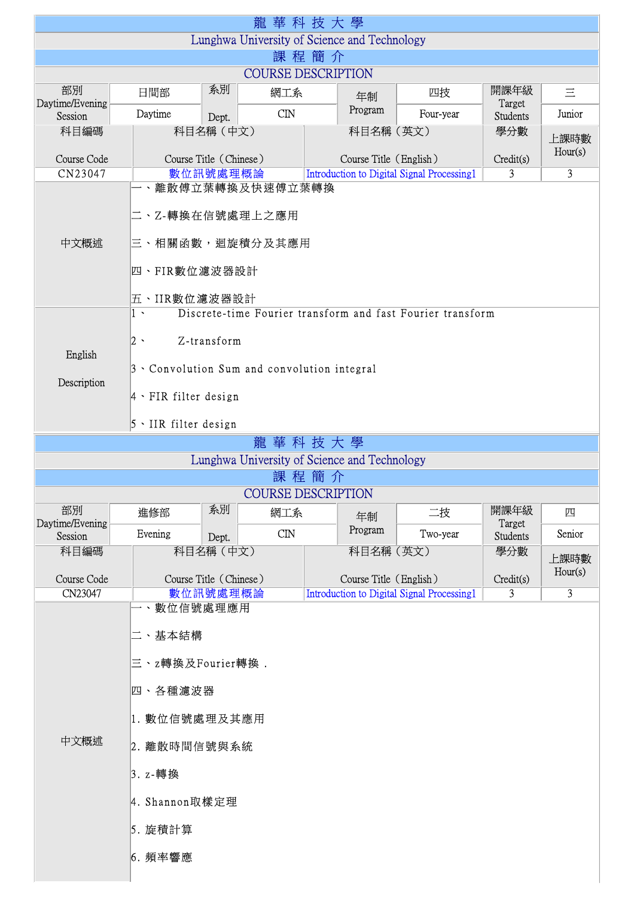# 龍 華 科 技 大 學

## Lunghwa University of Science and Technology

## 課 程 簡 介

## COURSE DESCRIPTION

| 部別 Daytime/Evening Session | 日間部 Daytime | 系別 Dept. | 網工系 CIN | 年制 Program | 四技 Four-year | 開課年級 Target Students | 三 Junior |
|---|---|---|---|---|---|---|---|

| 科目編碼 Course Code | 科目名稱（中文） Course Title（Chinese） | 科目名稱（英文） Course Title（English） | 學分數 Credit(s) | 上課時數 Hour(s) |
|---|---|---|---|---|
| CN23047 | 數位訊號處理概論 | Introduction to Digital Signal Processing1 | 3 | 3 |

**中文概述**

一、離散傅立葉轉換及快速傅立葉轉換

二、Z-轉換在信號處理上之應用

三、相關函數，迴旋積分及其應用

四、FIR數位濾波器設計

五、IIR數位濾波器設計

**English Description**

1、 Discrete-time Fourier transform and fast Fourier transform

2、 Z-transform

3、Convolution Sum and convolution integral

4、FIR filter design

5、IIR filter design

# 龍 華 科 技 大 學

## Lunghwa University of Science and Technology

## 課 程 簡 介

## COURSE DESCRIPTION

| 部別 Daytime/Evening Session | 進修部 Evening | 系別 Dept. | 網工系 CIN | 年制 Program | 二技 Two-year | 開課年級 Target Students | 四 Senior |
|---|---|---|---|---|---|---|---|

| 科目編碼 Course Code | 科目名稱（中文） Course Title（Chinese） | 科目名稱（英文） Course Title（English） | 學分數 Credit(s) | 上課時數 Hour(s) |
|---|---|---|---|---|
| CN23047 | 數位訊號處理概論 | Introduction to Digital Signal Processing1 | 3 | 3 |

**中文概述**

一、數位信號處理應用

二、基本結構

三、z轉換及Fourier轉換．

四、各種濾波器

1. 數位信號處理及其應用

2. 離散時間信號與系統

3. z-轉換

4. Shannon取樣定理

5. 旋積計算

6. 頻率響應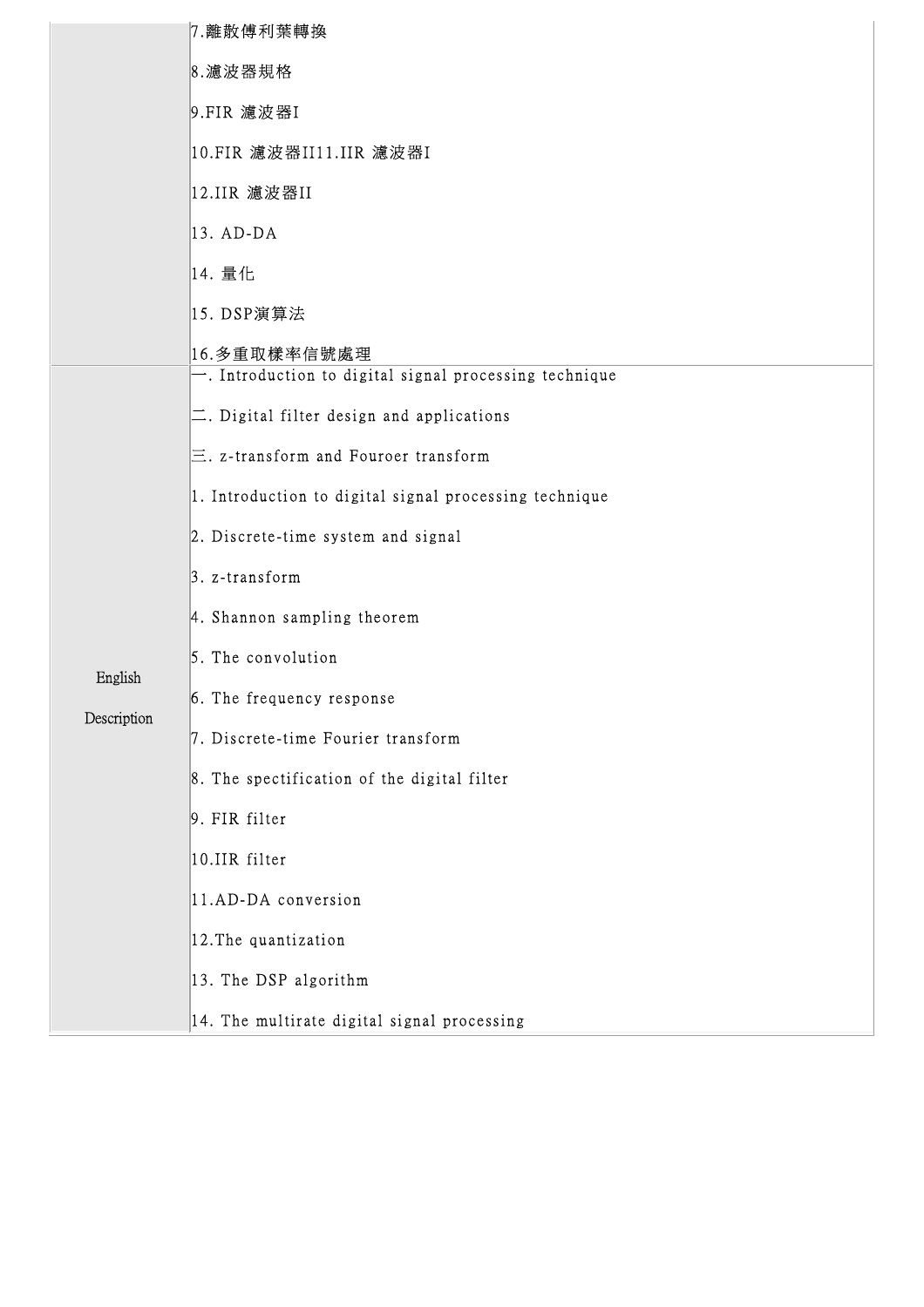| | |
|---|---|
| | 7.離散傅利葉轉換<br><br>8.濾波器規格<br><br>9.FIR 濾波器I<br><br>10.FIR 濾波器II11.IIR 濾波器I<br><br>12.IIR 濾波器II<br><br>13. AD-DA<br><br>14. 量化<br><br>15. DSP演算法<br><br>16.多重取樣率信號處理 |
| English Description | 一. Introduction to digital signal processing technique<br><br>二. Digital filter design and applications<br><br>三. z-transform and Fouroer transform<br><br>1. Introduction to digital signal processing technique<br><br>2. Discrete-time system and signal<br><br>3. z-transform<br><br>4. Shannon sampling theorem<br><br>5. The convolution<br><br>6. The frequency response<br><br>7. Discrete-time Fourier transform<br><br>8. The spectification of the digital filter<br><br>9. FIR filter<br><br>10.IIR filter<br><br>11.AD-DA conversion<br><br>12.The quantization<br><br>13. The DSP algorithm<br><br>14. The multirate digital signal processing |